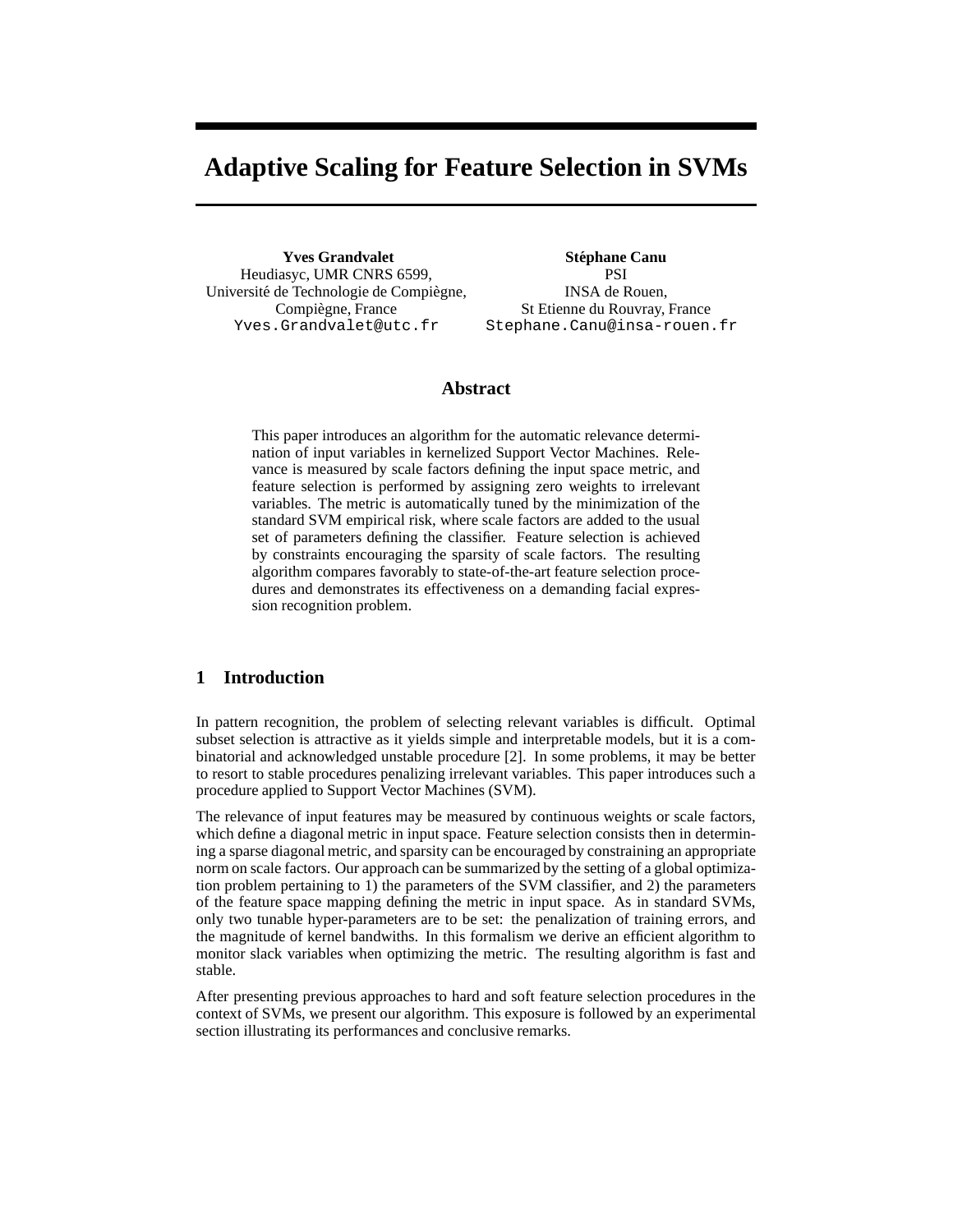# Adaptive Scaling for Feature Selection in SVMs

**Yves Grandvalet**
Heudiasyc, UMR CNRS 6599,
Université de Technologie de Compiègne,
Compiègne, France
Yves.Grandvalet@utc.fr

**Stéphane Canu**
PSI
INSA de Rouen,
St Etienne du Rouvray, France
Stephane.Canu@insa-rouen.fr

## Abstract

This paper introduces an algorithm for the automatic relevance determination of input variables in kernelized Support Vector Machines. Relevance is measured by scale factors defining the input space metric, and feature selection is performed by assigning zero weights to irrelevant variables. The metric is automatically tuned by the minimization of the standard SVM empirical risk, where scale factors are added to the usual set of parameters defining the classifier. Feature selection is achieved by constraints encouraging the sparsity of scale factors. The resulting algorithm compares favorably to state-of-the-art feature selection procedures and demonstrates its effectiveness on a demanding facial expression recognition problem.

## 1 Introduction

In pattern recognition, the problem of selecting relevant variables is difficult. Optimal subset selection is attractive as it yields simple and interpretable models, but it is a combinatorial and acknowledged unstable procedure [2]. In some problems, it may be better to resort to stable procedures penalizing irrelevant variables. This paper introduces such a procedure applied to Support Vector Machines (SVM).

The relevance of input features may be measured by continuous weights or scale factors, which define a diagonal metric in input space. Feature selection consists then in determining a sparse diagonal metric, and sparsity can be encouraged by constraining an appropriate norm on scale factors. Our approach can be summarized by the setting of a global optimization problem pertaining to 1) the parameters of the SVM classifier, and 2) the parameters of the feature space mapping defining the metric in input space. As in standard SVMs, only two tunable hyper-parameters are to be set: the penalization of training errors, and the magnitude of kernel bandwiths. In this formalism we derive an efficient algorithm to monitor slack variables when optimizing the metric. The resulting algorithm is fast and stable.

After presenting previous approaches to hard and soft feature selection procedures in the context of SVMs, we present our algorithm. This exposure is followed by an experimental section illustrating its performances and conclusive remarks.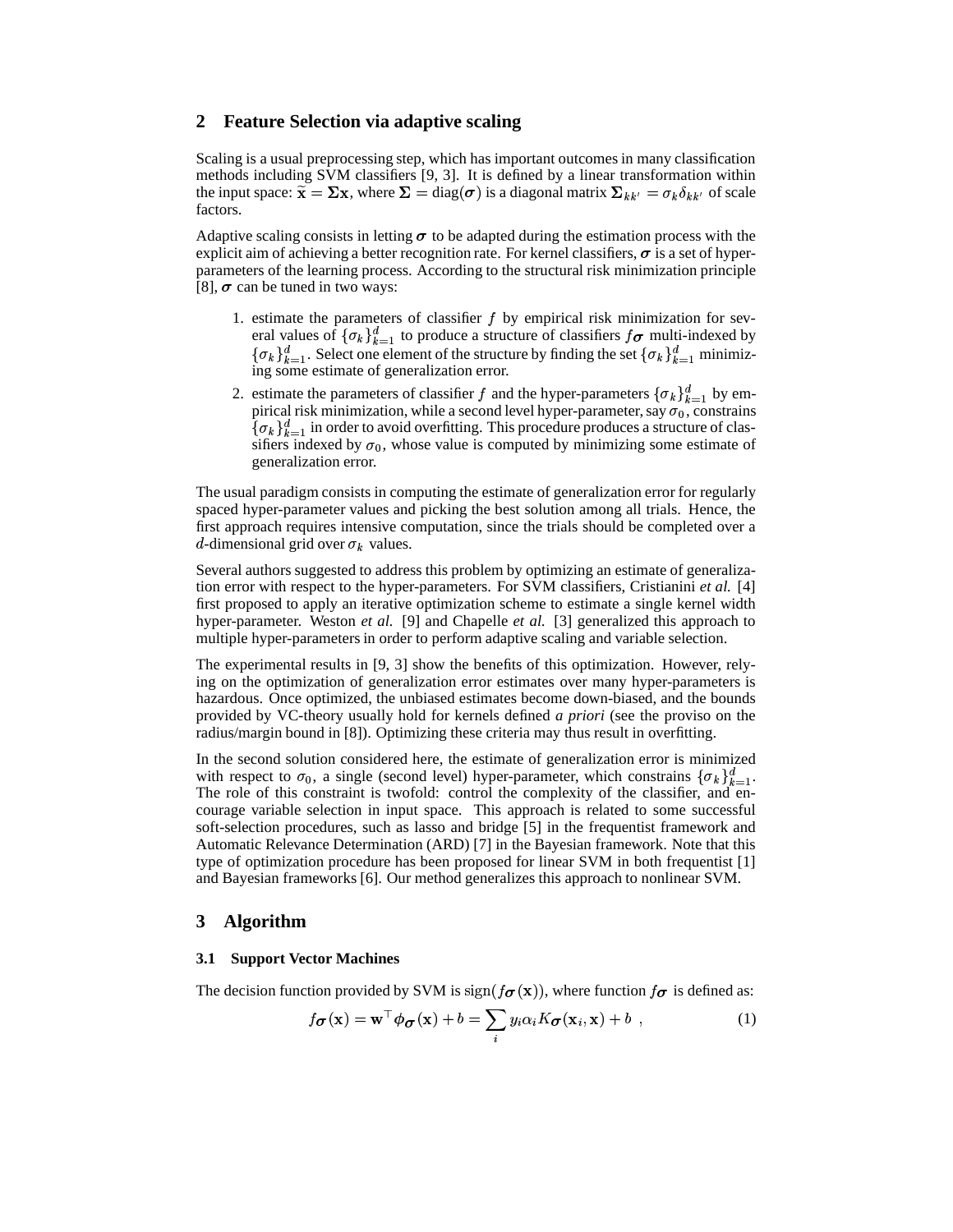## 2 Feature Selection via adaptive scaling

Scaling is a usual preprocessing step, which has important outcomes in many classification methods including SVM classifiers [9, 3]. It is defined by a linear transformation within the input space: $\tilde{\mathbf{x}} = \boldsymbol{\Sigma}\mathbf{x}$, where $\boldsymbol{\Sigma} = \mathrm{diag}(\boldsymbol{\sigma})$ is a diagonal matrix $\boldsymbol{\Sigma}_{kk'} = \sigma_k \delta_{kk'}$ of scale factors.

Adaptive scaling consists in letting $\boldsymbol{\sigma}$ to be adapted during the estimation process with the explicit aim of achieving a better recognition rate. For kernel classifiers, $\boldsymbol{\sigma}$ is a set of hyper-parameters of the learning process. According to the structural risk minimization principle [8], $\boldsymbol{\sigma}$ can be tuned in two ways:

1. estimate the parameters of classifier $f$ by empirical risk minimization for several values of $\{\sigma_k\}_{k=1}^d$ to produce a structure of classifiers $f_{\boldsymbol{\sigma}}$ multi-indexed by $\{\sigma_k\}_{k=1}^d$. Select one element of the structure by finding the set $\{\sigma_k\}_{k=1}^d$ minimizing some estimate of generalization error.
2. estimate the parameters of classifier $f$ and the hyper-parameters $\{\sigma_k\}_{k=1}^d$ by empirical risk minimization, while a second level hyper-parameter, say $\sigma_0$, constrains $\{\sigma_k\}_{k=1}^d$ in order to avoid overfitting. This procedure produces a structure of classifiers indexed by $\sigma_0$, whose value is computed by minimizing some estimate of generalization error.

The usual paradigm consists in computing the estimate of generalization error for regularly spaced hyper-parameter values and picking the best solution among all trials. Hence, the first approach requires intensive computation, since the trials should be completed over a $d$-dimensional grid over $\sigma_k$ values.

Several authors suggested to address this problem by optimizing an estimate of generalization error with respect to the hyper-parameters. For SVM classifiers, Cristianini *et al.* [4] first proposed to apply an iterative optimization scheme to estimate a single kernel width hyper-parameter. Weston *et al.* [9] and Chapelle *et al.* [3] generalized this approach to multiple hyper-parameters in order to perform adaptive scaling and variable selection.

The experimental results in [9, 3] show the benefits of this optimization. However, relying on the optimization of generalization error estimates over many hyper-parameters is hazardous. Once optimized, the unbiased estimates become down-biased, and the bounds provided by VC-theory usually hold for kernels defined *a priori* (see the proviso on the radius/margin bound in [8]). Optimizing these criteria may thus result in overfitting.

In the second solution considered here, the estimate of generalization error is minimized with respect to $\sigma_0$, a single (second level) hyper-parameter, which constrains $\{\sigma_k\}_{k=1}^d$. The role of this constraint is twofold: control the complexity of the classifier, and encourage variable selection in input space. This approach is related to some successful soft-selection procedures, such as lasso and bridge [5] in the frequentist framework and Automatic Relevance Determination (ARD) [7] in the Bayesian framework. Note that this type of optimization procedure has been proposed for linear SVM in both frequentist [1] and Bayesian frameworks [6]. Our method generalizes this approach to nonlinear SVM.

## 3 Algorithm

### 3.1 Support Vector Machines

The decision function provided by SVM is $\mathrm{sign}(f_{\boldsymbol{\sigma}}(\mathbf{x}))$, where function $f_{\boldsymbol{\sigma}}$ is defined as:

$$f_{\boldsymbol{\sigma}}(\mathbf{x}) = \mathbf{w}^\top \phi_{\boldsymbol{\sigma}}(\mathbf{x}) + b = \sum_i y_i \alpha_i K_{\boldsymbol{\sigma}}(\mathbf{x}_i, \mathbf{x}) + b \ , \tag{1}$$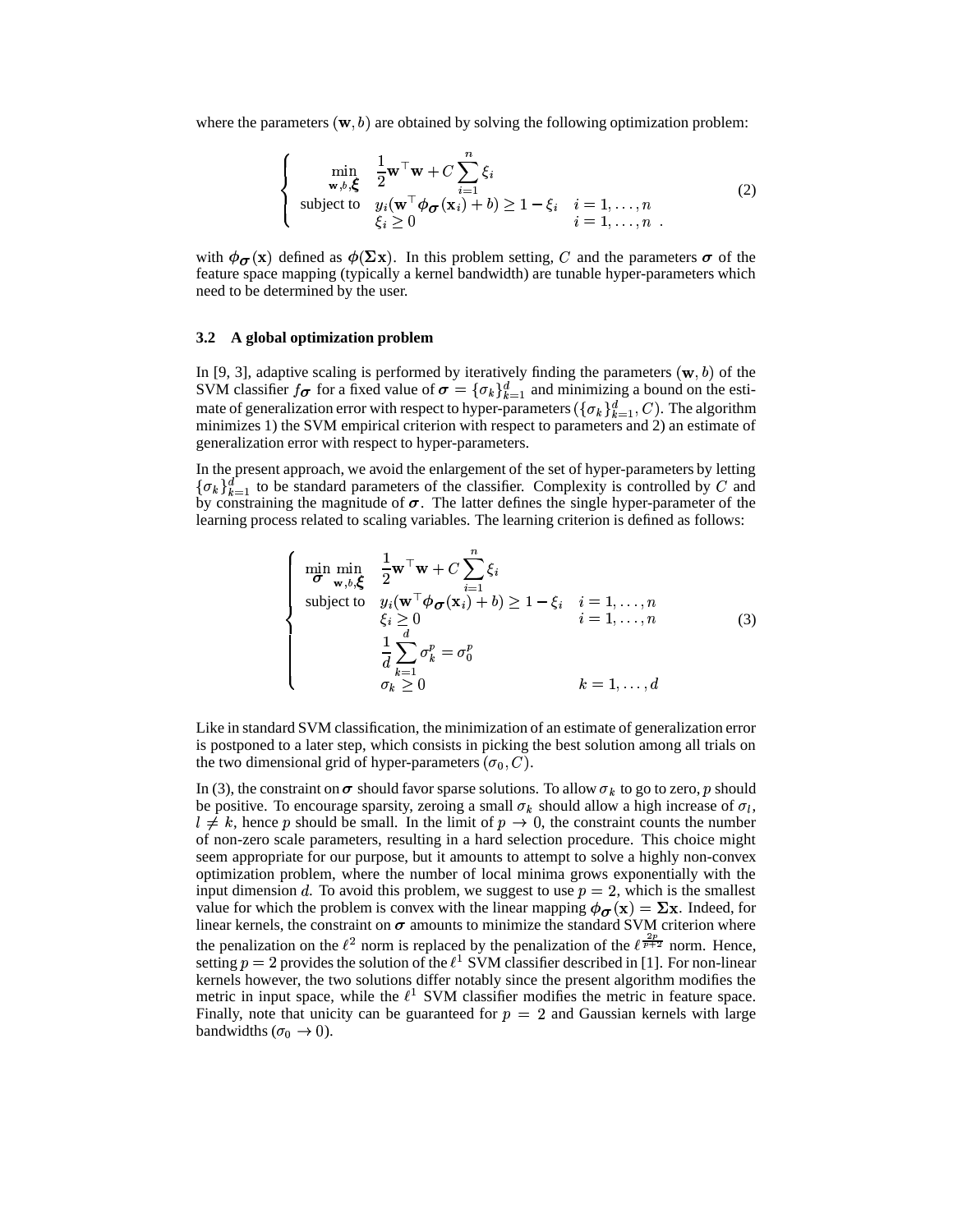where the parameters $(\mathbf{w}, b)$ are obtained by solving the following optimization problem:

$$
\left\{
\begin{array}{lll}
\min_{\mathbf{w},b,\boldsymbol{\xi}} & \frac{1}{2}\mathbf{w}^\top\mathbf{w} + C\sum_{i=1}^{n}\xi_i & \\
\text{subject to} & y_i(\mathbf{w}^\top\phi_{\boldsymbol{\sigma}}(\mathbf{x}_i) + b) \geq 1 - \xi_i & i = 1, \ldots, n \\
 & \xi_i \geq 0 & i = 1, \ldots, n \ .
\end{array}
\right. \tag{2}
$$

with $\phi_{\boldsymbol{\sigma}}(\mathbf{x})$ defined as $\phi(\boldsymbol{\Sigma}\mathbf{x})$. In this problem setting, $C$ and the parameters $\boldsymbol{\sigma}$ of the feature space mapping (typically a kernel bandwidth) are tunable hyper-parameters which need to be determined by the user.

### 3.2 A global optimization problem

In [9, 3], adaptive scaling is performed by iteratively finding the parameters $(\mathbf{w}, b)$ of the SVM classifier $f_{\boldsymbol{\sigma}}$ for a fixed value of $\boldsymbol{\sigma} = \{\sigma_k\}_{k=1}^d$ and minimizing a bound on the estimate of generalization error with respect to hyper-parameters $(\{\sigma_k\}_{k=1}^d, C)$. The algorithm minimizes 1) the SVM empirical criterion with respect to parameters and 2) an estimate of generalization error with respect to hyper-parameters.

In the present approach, we avoid the enlargement of the set of hyper-parameters by letting $\{\sigma_k\}_{k=1}^d$ to be standard parameters of the classifier. Complexity is controlled by $C$ and by constraining the magnitude of $\boldsymbol{\sigma}$. The latter defines the single hyper-parameter of the learning process related to scaling variables. The learning criterion is defined as follows:

$$
\left\{
\begin{array}{lll}
\min_{\boldsymbol{\sigma}} \min_{\mathbf{w},b,\boldsymbol{\xi}} & \frac{1}{2}\mathbf{w}^\top\mathbf{w} + C\sum_{i=1}^{n}\xi_i & \\
\text{subject to} & y_i(\mathbf{w}^\top\phi_{\boldsymbol{\sigma}}(\mathbf{x}_i) + b) \geq 1 - \xi_i & i = 1, \ldots, n \\
 & \xi_i \geq 0 & i = 1, \ldots, n \\
 & \frac{1}{d}\sum_{k=1}^{d}\sigma_k^p = \sigma_0^p & \\
 & \sigma_k \geq 0 & k = 1, \ldots, d
\end{array}
\right. \tag{3}
$$

Like in standard SVM classification, the minimization of an estimate of generalization error is postponed to a later step, which consists in picking the best solution among all trials on the two dimensional grid of hyper-parameters $(\sigma_0, C)$.

In (3), the constraint on $\boldsymbol{\sigma}$ should favor sparse solutions. To allow $\sigma_k$ to go to zero, $p$ should be positive. To encourage sparsity, zeroing a small $\sigma_k$ should allow a high increase of $\sigma_l$, $l \neq k$, hence $p$ should be small. In the limit of $p \to 0$, the constraint counts the number of non-zero scale parameters, resulting in a hard selection procedure. This choice might seem appropriate for our purpose, but it amounts to attempt to solve a highly non-convex optimization problem, where the number of local minima grows exponentially with the input dimension $d$. To avoid this problem, we suggest to use $p = 2$, which is the smallest value for which the problem is convex with the linear mapping $\phi_{\boldsymbol{\sigma}}(\mathbf{x}) = \boldsymbol{\Sigma}\mathbf{x}$. Indeed, for linear kernels, the constraint on $\boldsymbol{\sigma}$ amounts to minimize the standard SVM criterion where the penalization on the $\ell^2$ norm is replaced by the penalization of the $\ell^{\frac{2p}{p+2}}$ norm. Hence, setting $p = 2$ provides the solution of the $\ell^1$ SVM classifier described in [1]. For non-linear kernels however, the two solutions differ notably since the present algorithm modifies the metric in input space, while the $\ell^1$ SVM classifier modifies the metric in feature space. Finally, note that unicity can be guaranteed for $p = 2$ and Gaussian kernels with large bandwidths ($\sigma_0 \to 0$).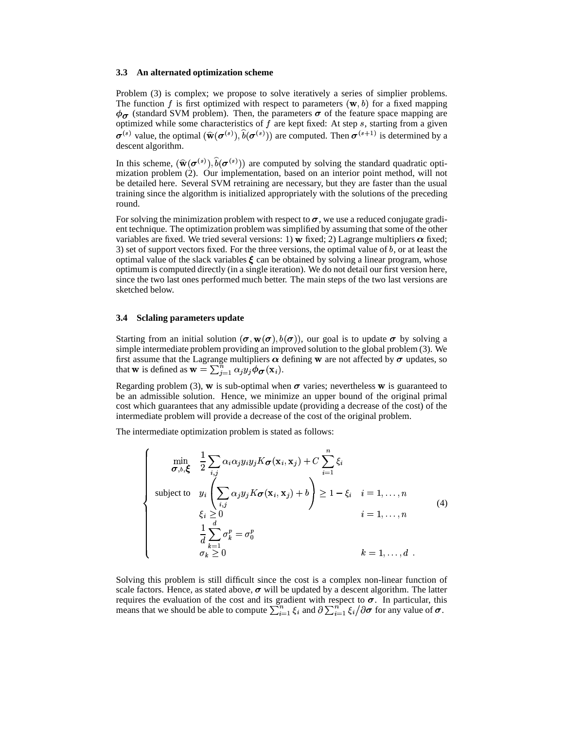### 3.3 An alternated optimization scheme

Problem (3) is complex; we propose to solve iteratively a series of simplier problems. The function $f$ is first optimized with respect to parameters $(\mathbf{w}, b)$ for a fixed mapping $\phi_{\boldsymbol{\sigma}}$ (standard SVM problem). Then, the parameters $\boldsymbol{\sigma}$ of the feature space mapping are optimized while some characteristics of $f$ are kept fixed: At step $s$, starting from a given $\boldsymbol{\sigma}^{(s)}$ value, the optimal $(\widehat{\mathbf{w}}(\boldsymbol{\sigma}^{(s)}), \widehat{b}(\boldsymbol{\sigma}^{(s)}))$ are computed. Then $\boldsymbol{\sigma}^{(s+1)}$ is determined by a descent algorithm.

In this scheme, $(\widehat{\mathbf{w}}(\boldsymbol{\sigma}^{(s)}), \widehat{b}(\boldsymbol{\sigma}^{(s)}))$ are computed by solving the standard quadratic optimization problem (2). Our implementation, based on an interior point method, will not be detailed here. Several SVM retraining are necessary, but they are faster than the usual training since the algorithm is initialized appropriately with the solutions of the preceding round.

For solving the minimization problem with respect to $\boldsymbol{\sigma}$, we use a reduced conjugate gradient technique. The optimization problem was simplified by assuming that some of the other variables are fixed. We tried several versions: 1) $\mathbf{w}$ fixed; 2) Lagrange multipliers $\boldsymbol{\alpha}$ fixed; 3) set of support vectors fixed. For the three versions, the optimal value of $b$, or at least the optimal value of the slack variables $\boldsymbol{\xi}$ can be obtained by solving a linear program, whose optimum is computed directly (in a single iteration). We do not detail our first version here, since the two last ones performed much better. The main steps of the two last versions are sketched below.

### 3.4 Sclaling parameters update

Starting from an initial solution $(\boldsymbol{\sigma}, \mathbf{w}(\boldsymbol{\sigma}), b(\boldsymbol{\sigma}))$, our goal is to update $\boldsymbol{\sigma}$ by solving a simple intermediate problem providing an improved solution to the global problem (3). We first assume that the Lagrange multipliers $\boldsymbol{\alpha}$ defining $\mathbf{w}$ are not affected by $\boldsymbol{\sigma}$ updates, so that $\mathbf{w}$ is defined as $\mathbf{w} = \sum_{j=1}^{n} \alpha_j y_j \phi_{\boldsymbol{\sigma}}(\mathbf{x}_i)$.

Regarding problem (3), $\mathbf{w}$ is sub-optimal when $\boldsymbol{\sigma}$ varies; nevertheless $\mathbf{w}$ is guaranteed to be an admissible solution. Hence, we minimize an upper bound of the original primal cost which guarantees that any admissible update (providing a decrease of the cost) of the intermediate problem will provide a decrease of the cost of the original problem.

The intermediate optimization problem is stated as follows:

$$
\left\{
\begin{array}{lll}
\displaystyle\min_{\boldsymbol{\sigma}, b, \boldsymbol{\xi}} & \displaystyle\frac{1}{2} \sum_{i,j} \alpha_i \alpha_j y_i y_j K_{\boldsymbol{\sigma}}(\mathbf{x}_i, \mathbf{x}_j) + C \sum_{i=1}^{n} \xi_i & \\
\text{subject to} & \displaystyle y_i \left( \sum_{i,j} \alpha_j y_j K_{\boldsymbol{\sigma}}(\mathbf{x}_i, \mathbf{x}_j) + b \right) \geq 1 - \xi_i & i = 1, \ldots, n \\
& \xi_i \geq 0 & i = 1, \ldots, n \\
& \displaystyle\frac{1}{d} \sum_{k=1}^{d} \sigma_k^p = \sigma_0^p & \\
& \sigma_k \geq 0 & k = 1, \ldots, d \ .
\end{array}
\right. \tag{4}
$$

Solving this problem is still difficult since the cost is a complex non-linear function of scale factors. Hence, as stated above, $\boldsymbol{\sigma}$ will be updated by a descent algorithm. The latter requires the evaluation of the cost and its gradient with respect to $\boldsymbol{\sigma}$. In particular, this means that we should be able to compute $\sum_{i=1}^{n} \xi_i$ and $\partial \sum_{i=1}^{n} \xi_i \big/ \partial \boldsymbol{\sigma}$ for any value of $\boldsymbol{\sigma}$.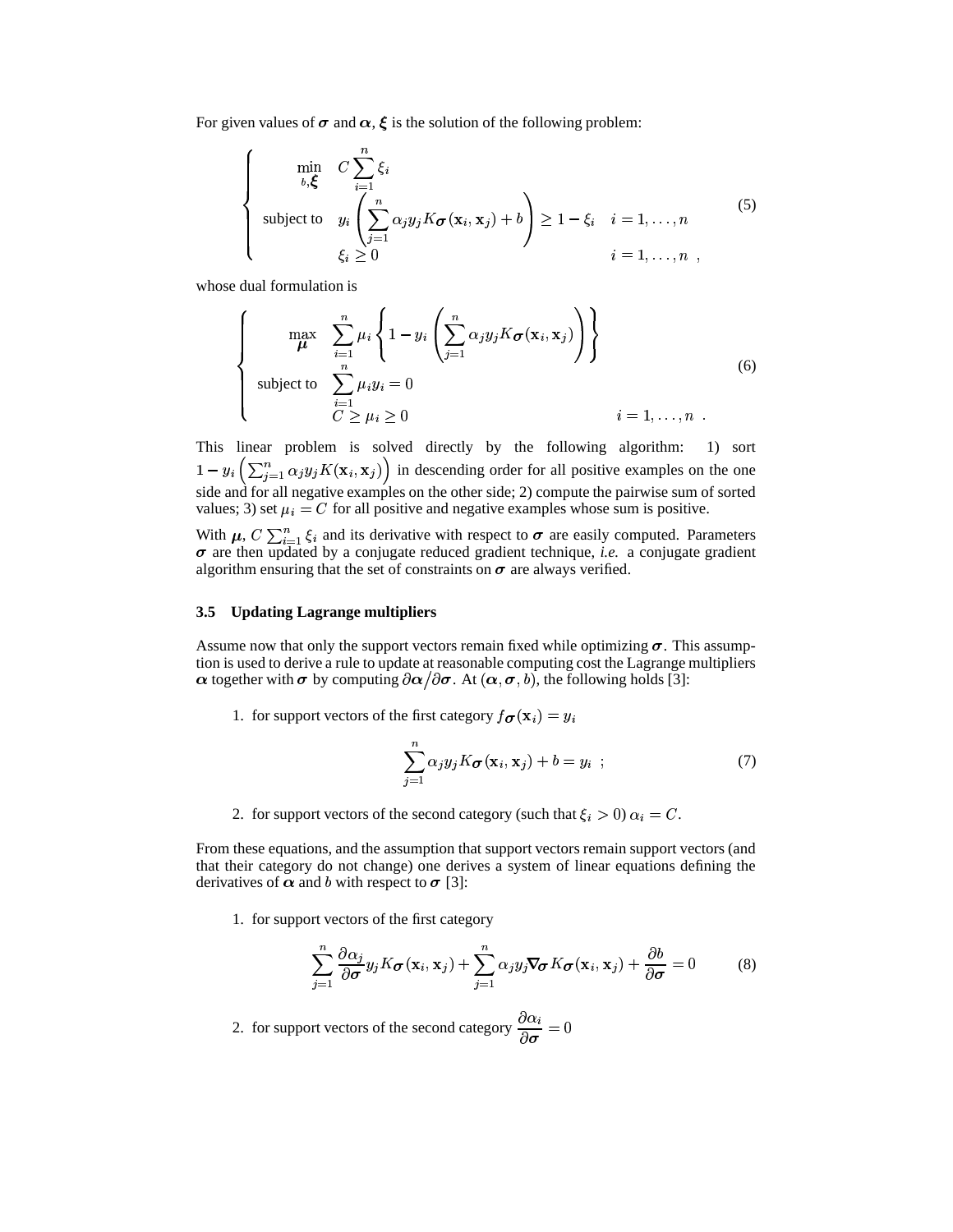For given values of $\boldsymbol{\sigma}$ and $\boldsymbol{\alpha}$, $\boldsymbol{\xi}$ is the solution of the following problem:

$$
\left\{
\begin{array}{lll}
\displaystyle\min_{b,\boldsymbol{\xi}} & \displaystyle C\sum_{i=1}^{n}\xi_i & \\
\text{subject to} & \displaystyle y_i\left(\sum_{j=1}^{n}\alpha_j y_j K_{\boldsymbol{\sigma}}(\mathbf{x}_i,\mathbf{x}_j)+b\right)\geq 1-\xi_i & i=1,\ldots,n \\
 & \xi_i \geq 0 & i=1,\ldots,n \ ,
\end{array}
\right.
\tag{5}
$$

whose dual formulation is

$$
\left\{
\begin{array}{lll}
\displaystyle\max_{\boldsymbol{\mu}} & \displaystyle \sum_{i=1}^{n}\mu_i\left\{1-y_i\left(\sum_{j=1}^{n}\alpha_j y_j K_{\boldsymbol{\sigma}}(\mathbf{x}_i,\mathbf{x}_j)\right)\right\} & \\
\text{subject to} & \displaystyle\sum_{i=1}^{n}\mu_i y_i = 0 & \\
 & C \geq \mu_i \geq 0 & i=1,\ldots,n \ .
\end{array}
\right.
\tag{6}
$$

This linear problem is solved directly by the following algorithm: 1) sort $1-y_i\left(\sum_{j=1}^{n}\alpha_j y_j K(\mathbf{x}_i,\mathbf{x}_j)\right)$ in descending order for all positive examples on the one side and for all negative examples on the other side; 2) compute the pairwise sum of sorted values; 3) set $\mu_i = C$ for all positive and negative examples whose sum is positive.

With $\boldsymbol{\mu}$, $C\sum_{i=1}^{n}\xi_i$ and its derivative with respect to $\boldsymbol{\sigma}$ are easily computed. Parameters $\boldsymbol{\sigma}$ are then updated by a conjugate reduced gradient technique, *i.e.* a conjugate gradient algorithm ensuring that the set of constraints on $\boldsymbol{\sigma}$ are always verified.

### 3.5 Updating Lagrange multipliers

Assume now that only the support vectors remain fixed while optimizing $\boldsymbol{\sigma}$. This assumption is used to derive a rule to update at reasonable computing cost the Lagrange multipliers $\boldsymbol{\alpha}$ together with $\boldsymbol{\sigma}$ by computing $\partial\boldsymbol{\alpha}/\partial\boldsymbol{\sigma}$. At $(\boldsymbol{\alpha},\boldsymbol{\sigma},b)$, the following holds [3]:

1. for support vectors of the first category $f_{\boldsymbol{\sigma}}(\mathbf{x}_i) = y_i$

$$
\sum_{j=1}^{n}\alpha_j y_j K_{\boldsymbol{\sigma}}(\mathbf{x}_i,\mathbf{x}_j)+b = y_i \ ;
\tag{7}
$$

2. for support vectors of the second category (such that $\xi_i > 0$) $\alpha_i = C$.

From these equations, and the assumption that support vectors remain support vectors (and that their category do not change) one derives a system of linear equations defining the derivatives of $\boldsymbol{\alpha}$ and $b$ with respect to $\boldsymbol{\sigma}$ [3]:

1. for support vectors of the first category

$$
\sum_{j=1}^{n}\frac{\partial\alpha_j}{\partial\boldsymbol{\sigma}}y_j K_{\boldsymbol{\sigma}}(\mathbf{x}_i,\mathbf{x}_j)+\sum_{j=1}^{n}\alpha_j y_j \boldsymbol{\nabla}_{\boldsymbol{\sigma}} K_{\boldsymbol{\sigma}}(\mathbf{x}_i,\mathbf{x}_j)+\frac{\partial b}{\partial\boldsymbol{\sigma}} = 0
\tag{8}
$$

2. for support vectors of the second category $\dfrac{\partial\alpha_i}{\partial\boldsymbol{\sigma}} = 0$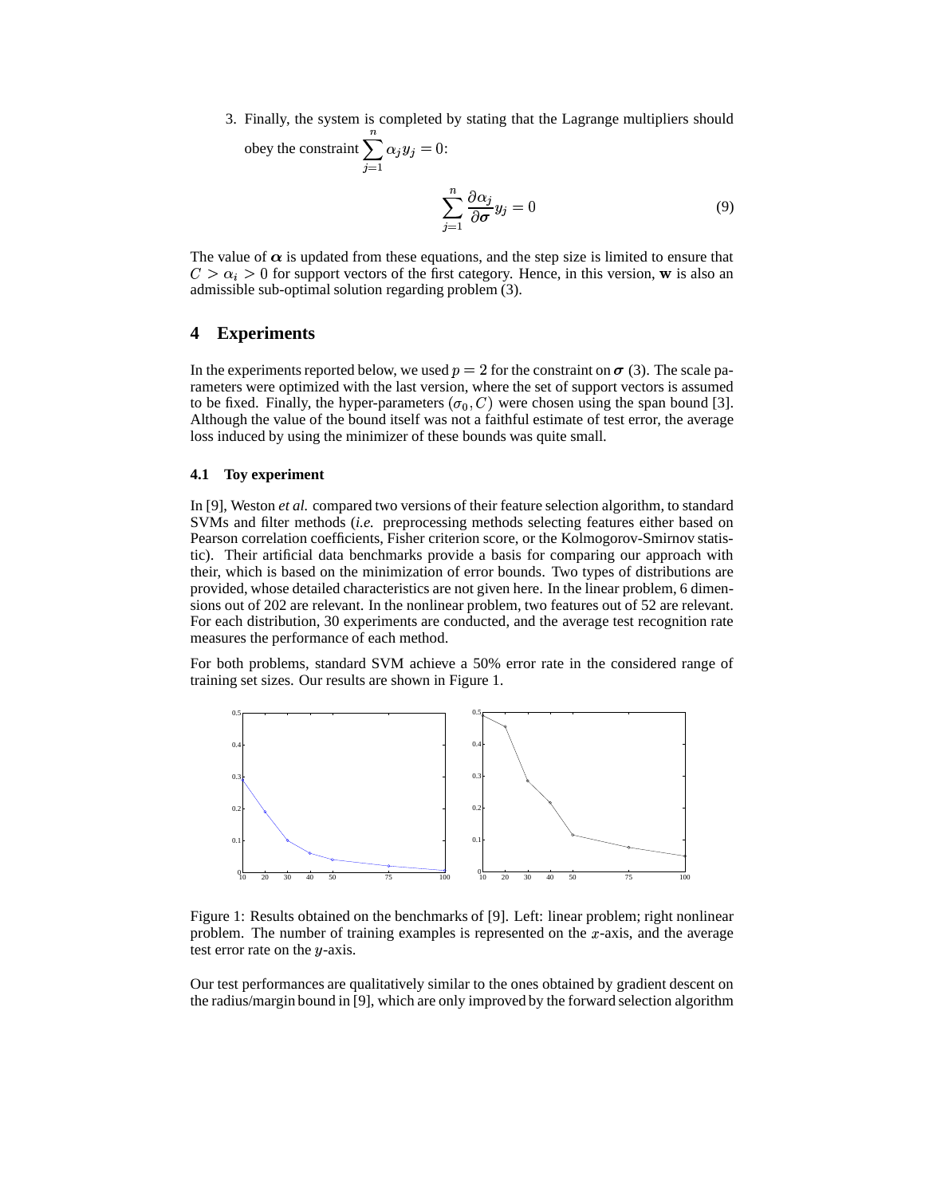3. Finally, the system is completed by stating that the Lagrange multipliers should obey the constraint $\sum_{j=1}^{n} \alpha_j y_j = 0$:

$$\sum_{j=1}^{n} \frac{\partial \alpha_j}{\partial \boldsymbol{\sigma}} y_j = 0 \tag{9}$$

The value of $\boldsymbol{\alpha}$ is updated from these equations, and the step size is limited to ensure that $C > \alpha_i > 0$ for support vectors of the first category. Hence, in this version, $\mathbf{w}$ is also an admissible sub-optimal solution regarding problem (3).

## 4 Experiments

In the experiments reported below, we used $p = 2$ for the constraint on $\boldsymbol{\sigma}$ (3). The scale parameters were optimized with the last version, where the set of support vectors is assumed to be fixed. Finally, the hyper-parameters $(\sigma_0, C)$ were chosen using the span bound [3]. Although the value of the bound itself was not a faithful estimate of test error, the average loss induced by using the minimizer of these bounds was quite small.

### 4.1 Toy experiment

In [9], Weston *et al.* compared two versions of their feature selection algorithm, to standard SVMs and filter methods (*i.e.* preprocessing methods selecting features either based on Pearson correlation coefficients, Fisher criterion score, or the Kolmogorov-Smirnov statistic). Their artificial data benchmarks provide a basis for comparing our approach with their, which is based on the minimization of error bounds. Two types of distributions are provided, whose detailed characteristics are not given here. In the linear problem, 6 dimensions out of 202 are relevant. In the nonlinear problem, two features out of 52 are relevant. For each distribution, 30 experiments are conducted, and the average test recognition rate measures the performance of each method.

For both problems, standard SVM achieve a 50% error rate in the considered range of training set sizes. Our results are shown in Figure 1.

Figure 1: Results obtained on the benchmarks of [9]. Left: linear problem; right nonlinear problem. The number of training examples is represented on the $x$-axis, and the average test error rate on the $y$-axis.

Our test performances are qualitatively similar to the ones obtained by gradient descent on the radius/margin bound in [9], which are only improved by the forward selection algorithm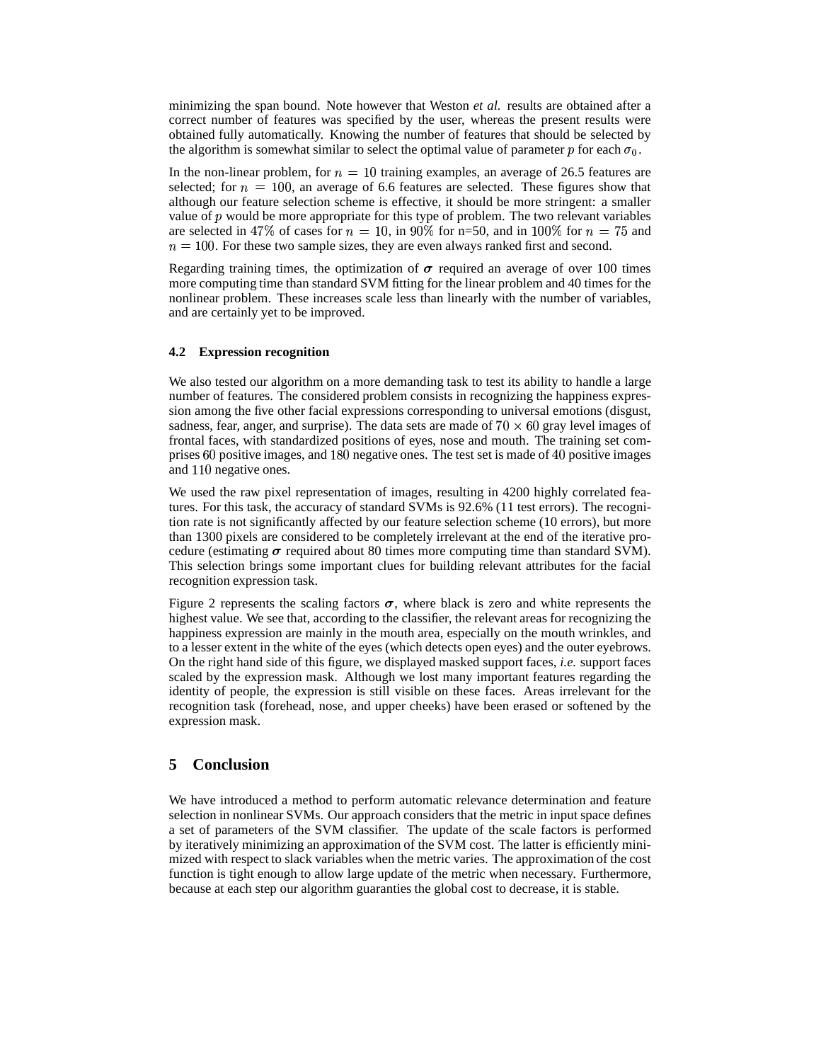minimizing the span bound. Note however that Weston *et al.* results are obtained after a correct number of features was specified by the user, whereas the present results were obtained fully automatically. Knowing the number of features that should be selected by the algorithm is somewhat similar to select the optimal value of parameter $p$ for each $\sigma_0$.

In the non-linear problem, for $n = 10$ training examples, an average of 26.5 features are selected; for $n = 100$, an average of 6.6 features are selected. These figures show that although our feature selection scheme is effective, it should be more stringent: a smaller value of $p$ would be more appropriate for this type of problem. The two relevant variables are selected in $47\%$ of cases for $n = 10$, in $90\%$ for n=50, and in $100\%$ for $n = 75$ and $n = 100$. For these two sample sizes, they are even always ranked first and second.

Regarding training times, the optimization of $\boldsymbol{\sigma}$ required an average of over 100 times more computing time than standard SVM fitting for the linear problem and 40 times for the nonlinear problem. These increases scale less than linearly with the number of variables, and are certainly yet to be improved.

### 4.2 Expression recognition

We also tested our algorithm on a more demanding task to test its ability to handle a large number of features. The considered problem consists in recognizing the happiness expression among the five other facial expressions corresponding to universal emotions (disgust, sadness, fear, anger, and surprise). The data sets are made of $70 \times 60$ gray level images of frontal faces, with standardized positions of eyes, nose and mouth. The training set comprises $60$ positive images, and $180$ negative ones. The test set is made of $40$ positive images and $110$ negative ones.

We used the raw pixel representation of images, resulting in 4200 highly correlated features. For this task, the accuracy of standard SVMs is 92.6% (11 test errors). The recognition rate is not significantly affected by our feature selection scheme (10 errors), but more than 1300 pixels are considered to be completely irrelevant at the end of the iterative procedure (estimating $\boldsymbol{\sigma}$ required about 80 times more computing time than standard SVM). This selection brings some important clues for building relevant attributes for the facial recognition expression task.

Figure 2 represents the scaling factors $\boldsymbol{\sigma}$, where black is zero and white represents the highest value. We see that, according to the classifier, the relevant areas for recognizing the happiness expression are mainly in the mouth area, especially on the mouth wrinkles, and to a lesser extent in the white of the eyes (which detects open eyes) and the outer eyebrows. On the right hand side of this figure, we displayed masked support faces, *i.e.* support faces scaled by the expression mask. Although we lost many important features regarding the identity of people, the expression is still visible on these faces. Areas irrelevant for the recognition task (forehead, nose, and upper cheeks) have been erased or softened by the expression mask.

## 5 Conclusion

We have introduced a method to perform automatic relevance determination and feature selection in nonlinear SVMs. Our approach considers that the metric in input space defines a set of parameters of the SVM classifier. The update of the scale factors is performed by iteratively minimizing an approximation of the SVM cost. The latter is efficiently minimized with respect to slack variables when the metric varies. The approximation of the cost function is tight enough to allow large update of the metric when necessary. Furthermore, because at each step our algorithm guaranties the global cost to decrease, it is stable.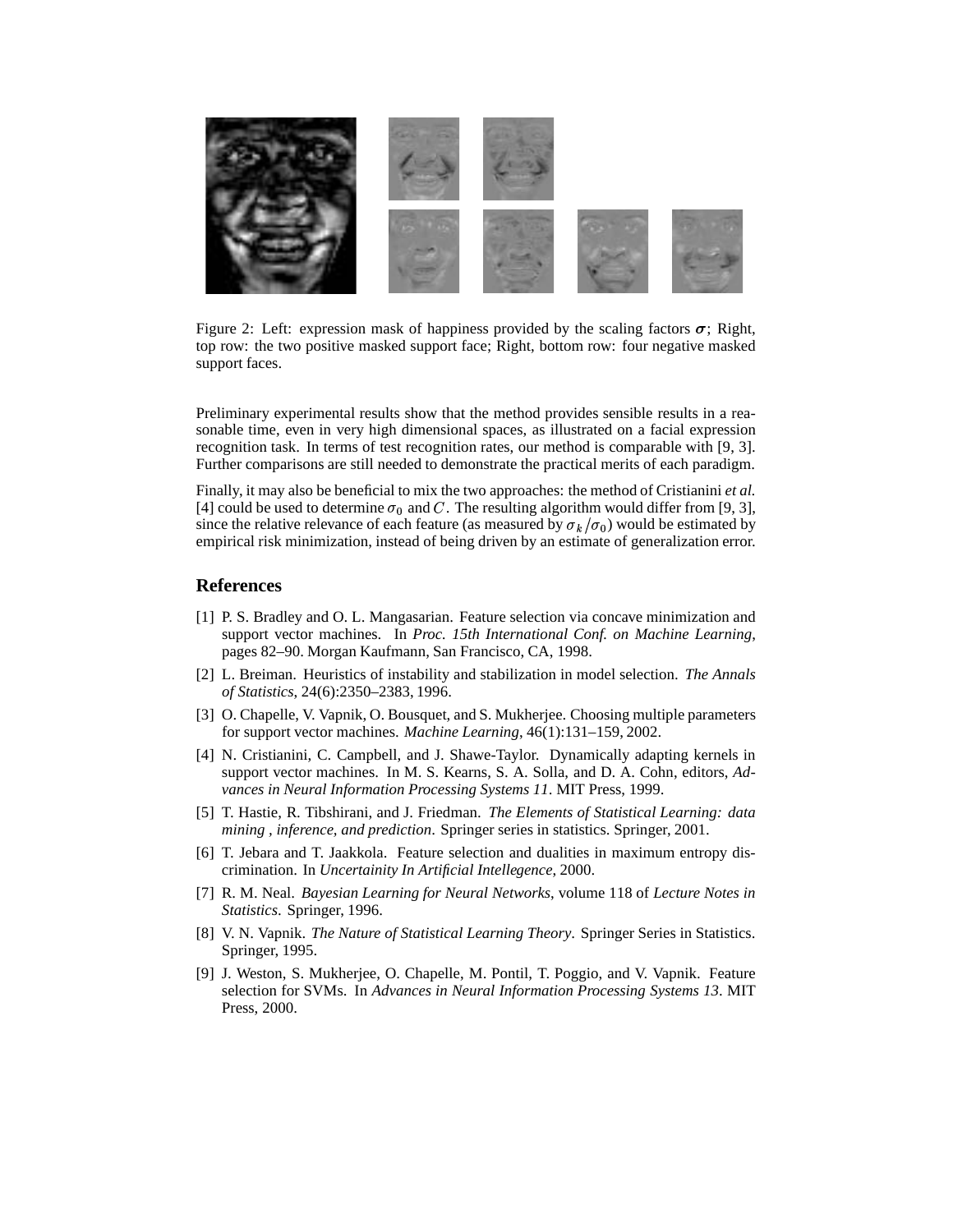Figure 2: Left: expression mask of happiness provided by the scaling factors $\boldsymbol{\sigma}$; Right, top row: the two positive masked support face; Right, bottom row: four negative masked support faces.

Preliminary experimental results show that the method provides sensible results in a reasonable time, even in very high dimensional spaces, as illustrated on a facial expression recognition task. In terms of test recognition rates, our method is comparable with [9, 3]. Further comparisons are still needed to demonstrate the practical merits of each paradigm.

Finally, it may also be beneficial to mix the two approaches: the method of Cristianini *et al.* [4] could be used to determine $\sigma_0$ and $C$. The resulting algorithm would differ from [9, 3], since the relative relevance of each feature (as measured by $\sigma_k/\sigma_0$) would be estimated by empirical risk minimization, instead of being driven by an estimate of generalization error.

## References

[1] P. S. Bradley and O. L. Mangasarian. Feature selection via concave minimization and support vector machines. In *Proc. 15th International Conf. on Machine Learning*, pages 82–90. Morgan Kaufmann, San Francisco, CA, 1998.

[2] L. Breiman. Heuristics of instability and stabilization in model selection. *The Annals of Statistics*, 24(6):2350–2383, 1996.

[3] O. Chapelle, V. Vapnik, O. Bousquet, and S. Mukherjee. Choosing multiple parameters for support vector machines. *Machine Learning*, 46(1):131–159, 2002.

[4] N. Cristianini, C. Campbell, and J. Shawe-Taylor. Dynamically adapting kernels in support vector machines. In M. S. Kearns, S. A. Solla, and D. A. Cohn, editors, *Advances in Neural Information Processing Systems 11*. MIT Press, 1999.

[5] T. Hastie, R. Tibshirani, and J. Friedman. *The Elements of Statistical Learning: data mining , inference, and prediction*. Springer series in statistics. Springer, 2001.

[6] T. Jebara and T. Jaakkola. Feature selection and dualities in maximum entropy discrimination. In *Uncertainity In Artificial Intellegence*, 2000.

[7] R. M. Neal. *Bayesian Learning for Neural Networks*, volume 118 of *Lecture Notes in Statistics*. Springer, 1996.

[8] V. N. Vapnik. *The Nature of Statistical Learning Theory*. Springer Series in Statistics. Springer, 1995.

[9] J. Weston, S. Mukherjee, O. Chapelle, M. Pontil, T. Poggio, and V. Vapnik. Feature selection for SVMs. In *Advances in Neural Information Processing Systems 13*. MIT Press, 2000.